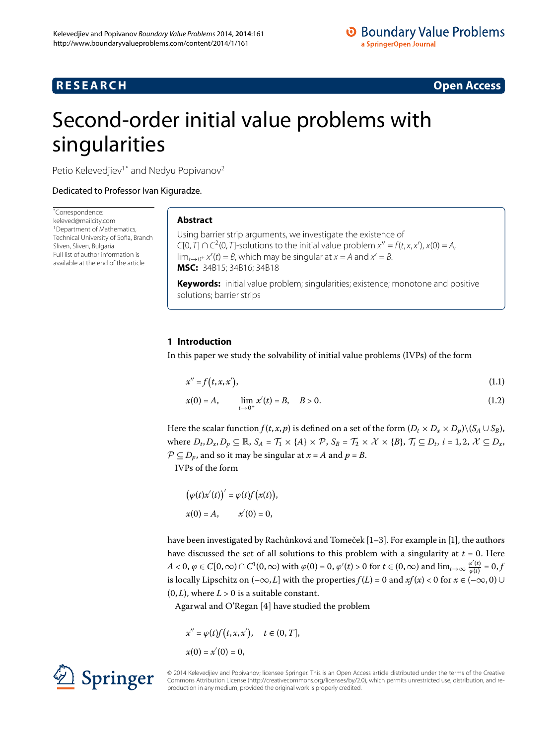# Second-order initial value problems with singularities

Petio Kelevedjiev[1*] and Nedyu Popivanov[2]

Dedicated to Professor Ivan Kiguradze.

*Correspondence: keleved@mailcity.com
[1] Department of Mathematics, Technical University of Sofia, Branch Sliven, Sliven, Bulgaria
Full list of author information is available at the end of the article

## Abstract

Using barrier strip arguments, we investigate the existence of $C[0,T] \cap C^2(0,T]$-solutions to the initial value problem $x'' = f(t,x,x')$, $x(0) = A$, $\lim_{t\to 0^+} x'(t) = B$, which may be singular at $x = A$ and $x' = B$.

**MSC:** 34B15; 34B16; 34B18

**Keywords:** initial value problem; singularities; existence; monotone and positive solutions; barrier strips

## 1 Introduction

In this paper we study the solvability of initial value problems (IVPs) of the form

$$x'' = f(t,x,x'), \tag{1.1}$$

$$x(0) = A, \qquad \lim_{t\to 0^+} x'(t) = B, \quad B > 0. \tag{1.2}$$

Here the scalar function $f(t,x,p)$ is defined on a set of the form $(D_t \times D_x \times D_p)\setminus(S_A \cup S_B)$, where $D_t, D_x, D_p \subseteq \mathbb{R}$, $S_A = \mathcal{T}_1 \times \{A\} \times \mathcal{P}$, $S_B = \mathcal{T}_2 \times \mathcal{X} \times \{B\}$, $\mathcal{T}_i \subseteq D_t$, $i = 1,2$, $\mathcal{X} \subseteq D_x$, $\mathcal{P} \subseteq D_p$, and so it may be singular at $x = A$ and $p = B$.

IVPs of the form

$$\bigl(\varphi(t)x'(t)\bigr)' = \varphi(t)f\bigl(x(t)\bigr),$$

$$x(0) = A, \qquad x'(0) = 0,$$

have been investigated by Rachůnková and Tomeček [1–3]. For example in [1], the authors have discussed the set of all solutions to this problem with a singularity at $t = 0$. Here $A < 0$, $\varphi \in C[0,\infty) \cap C^1(0,\infty)$ with $\varphi(0) = 0$, $\varphi'(t) > 0$ for $t \in (0,\infty)$ and $\lim_{t\to\infty} \frac{\varphi'(t)}{\varphi(t)} = 0$, $f$ is locally Lipschitz on $(-\infty, L]$ with the properties $f(L) = 0$ and $xf(x) < 0$ for $x \in (-\infty, 0) \cup (0, L)$, where $L > 0$ is a suitable constant.

Agarwal and O'Regan [4] have studied the problem

$$x'' = \varphi(t)f(t,x,x'), \quad t \in (0,T],$$

$$x(0) = x'(0) = 0,$$

© 2014 Kelevedjiev and Popivanov; licensee Springer. This is an Open Access article distributed under the terms of the Creative Commons Attribution License (http://creativecommons.org/licenses/by/2.0), which permits unrestricted use, distribution, and reproduction in any medium, provided the original work is properly credited.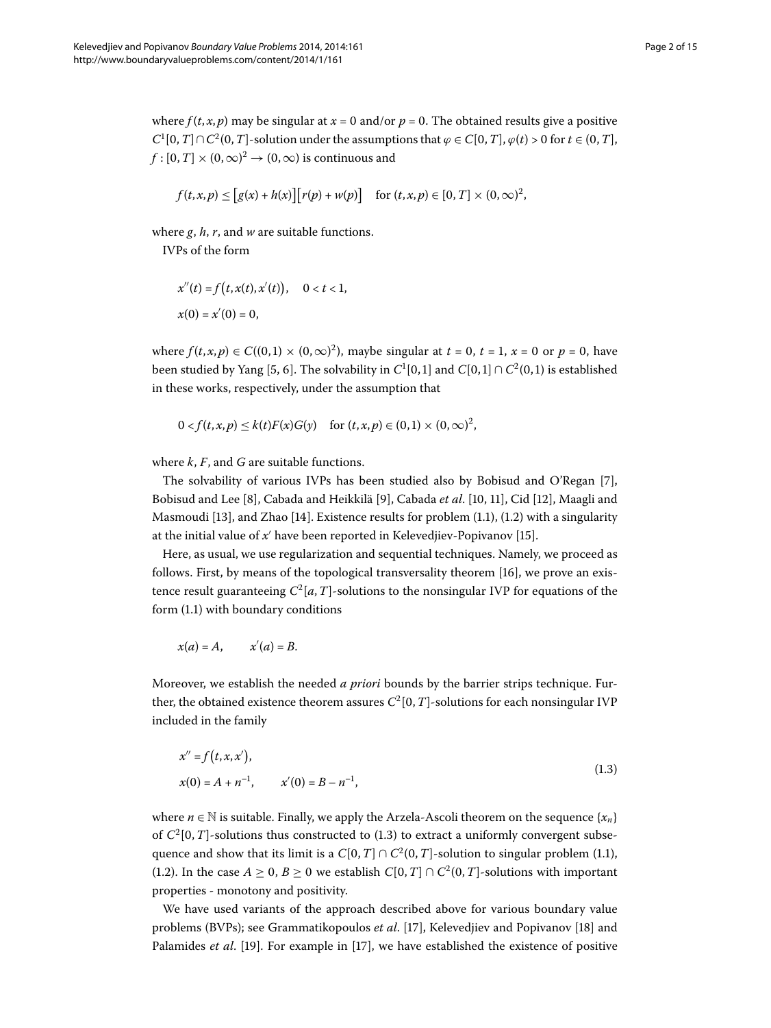where $f(t,x,p)$ may be singular at $x = 0$ and/or $p = 0$. The obtained results give a positive $C^1[0,T] \cap C^2(0,T]$-solution under the assumptions that $\varphi \in C[0,T]$, $\varphi(t) > 0$ for $t \in (0,T]$, $f : [0,T] \times (0,\infty)^2 \to (0,\infty)$ is continuous and

$$f(t,x,p) \le \big[g(x) + h(x)\big]\big[r(p) + w(p)\big] \quad \text{for } (t,x,p) \in [0,T] \times (0,\infty)^2,$$

where $g$, $h$, $r$, and $w$ are suitable functions.

IVPs of the form

$$x''(t) = f\big(t, x(t), x'(t)\big), \quad 0 < t < 1,$$
$$x(0) = x'(0) = 0,$$

where $f(t,x,p) \in C((0,1) \times (0,\infty)^2)$, maybe singular at $t = 0$, $t = 1$, $x = 0$ or $p = 0$, have been studied by Yang [5, 6]. The solvability in $C^1[0,1]$ and $C[0,1] \cap C^2(0,1)$ is established in these works, respectively, under the assumption that

$$0 < f(t,x,p) \le k(t)F(x)G(y) \quad \text{for } (t,x,p) \in (0,1) \times (0,\infty)^2,$$

where $k$, $F$, and $G$ are suitable functions.

The solvability of various IVPs has been studied also by Bobisud and O'Regan [7], Bobisud and Lee [8], Cabada and Heikkilä [9], Cabada *et al.* [10, 11], Cid [12], Maagli and Masmoudi [13], and Zhao [14]. Existence results for problem (1.1), (1.2) with a singularity at the initial value of $x'$ have been reported in Kelevedjiev-Popivanov [15].

Here, as usual, we use regularization and sequential techniques. Namely, we proceed as follows. First, by means of the topological transversality theorem [16], we prove an existence result guaranteeing $C^2[a,T]$-solutions to the nonsingular IVP for equations of the form (1.1) with boundary conditions

$$x(a) = A, \qquad x'(a) = B.$$

Moreover, we establish the needed *a priori* bounds by the barrier strips technique. Further, the obtained existence theorem assures $C^2[0,T]$-solutions for each nonsingular IVP included in the family

$$\begin{aligned} &x'' = f\big(t, x, x'\big), \\ &x(0) = A + n^{-1}, \qquad x'(0) = B - n^{-1}, \end{aligned} \tag{1.3}$$

where $n \in \mathbb{N}$ is suitable. Finally, we apply the Arzela-Ascoli theorem on the sequence $\{x_n\}$ of $C^2[0,T]$-solutions thus constructed to (1.3) to extract a uniformly convergent subsequence and show that its limit is a $C[0,T] \cap C^2(0,T]$-solution to singular problem (1.1), (1.2). In the case $A \ge 0$, $B \ge 0$ we establish $C[0,T] \cap C^2(0,T]$-solutions with important properties - monotony and positivity.

We have used variants of the approach described above for various boundary value problems (BVPs); see Grammatikopoulos *et al.* [17], Kelevedjiev and Popivanov [18] and Palamides *et al.* [19]. For example in [17], we have established the existence of positive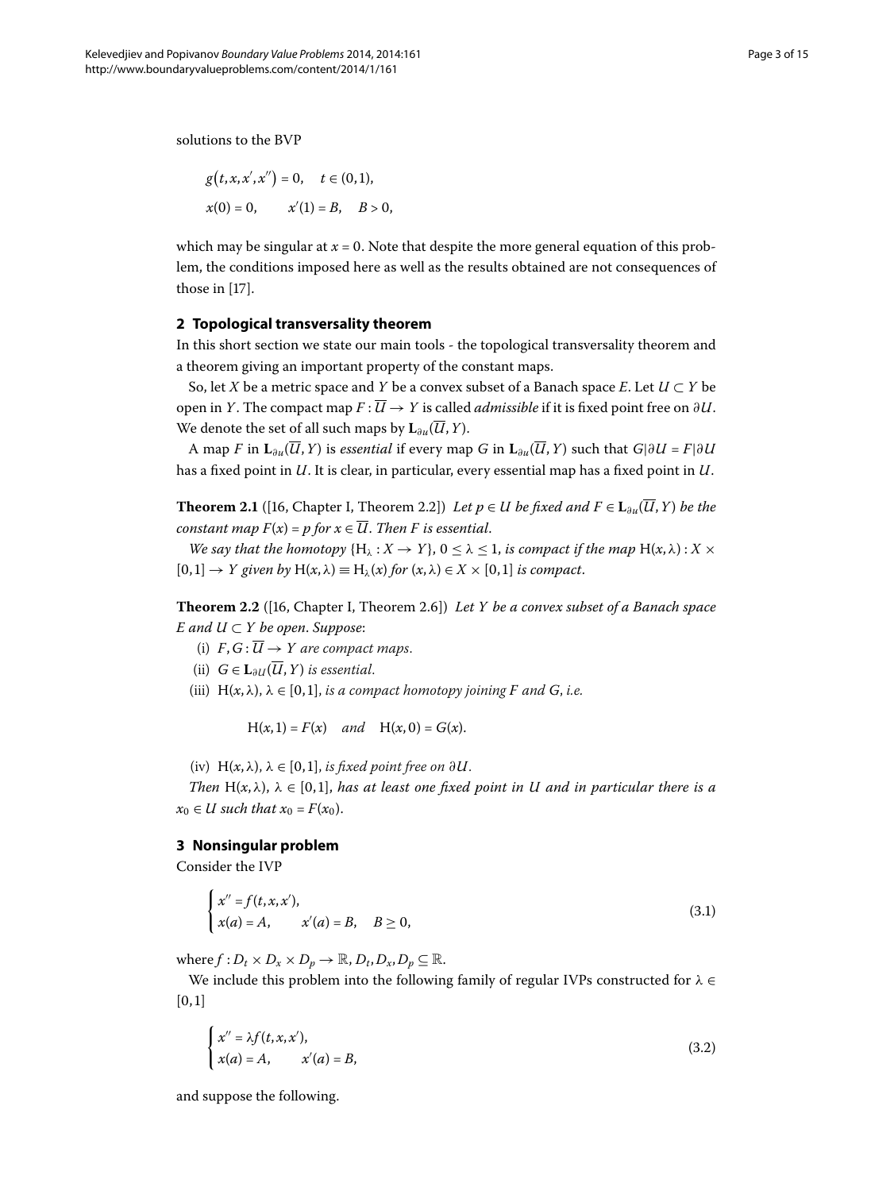solutions to the BVP

$$g(t, x, x', x'') = 0, \quad t \in (0,1),$$
$$x(0) = 0, \qquad x'(1) = B, \quad B > 0,$$

which may be singular at $x = 0$. Note that despite the more general equation of this problem, the conditions imposed here as well as the results obtained are not consequences of those in [17].

## 2 Topological transversality theorem

In this short section we state our main tools - the topological transversality theorem and a theorem giving an important property of the constant maps.

So, let $X$ be a metric space and $Y$ be a convex subset of a Banach space $E$. Let $U \subset Y$ be open in $Y$. The compact map $F : \overline{U} \to Y$ is called *admissible* if it is fixed point free on $\partial U$. We denote the set of all such maps by $\mathbf{L}_{\partial u}(\overline{U}, Y)$.

A map $F$ in $\mathbf{L}_{\partial u}(\overline{U}, Y)$ is *essential* if every map $G$ in $\mathbf{L}_{\partial u}(\overline{U}, Y)$ such that $G|\partial U = F|\partial U$ has a fixed point in $U$. It is clear, in particular, every essential map has a fixed point in $U$.

**Theorem 2.1** ([16, Chapter I, Theorem 2.2]) *Let $p \in U$ be fixed and $F \in \mathbf{L}_{\partial u}(\overline{U}, Y)$ be the constant map $F(x) = p$ for $x \in \overline{U}$. Then $F$ is essential.*

*We say that the homotopy $\{\mathrm{H}_\lambda : X \to Y\}$, $0 \le \lambda \le 1$, is compact if the map $\mathrm{H}(x, \lambda) : X \times [0,1] \to Y$ given by $\mathrm{H}(x, \lambda) \equiv \mathrm{H}_\lambda(x)$ for $(x, \lambda) \in X \times [0,1]$ is compact.*

**Theorem 2.2** ([16, Chapter I, Theorem 2.6]) *Let $Y$ be a convex subset of a Banach space $E$ and $U \subset Y$ be open. Suppose*:

(i) *$F, G : \overline{U} \to Y$ are compact maps.*

(ii) *$G \in \mathbf{L}_{\partial U}(\overline{U}, Y)$ is essential.*

(iii) *$\mathrm{H}(x, \lambda)$, $\lambda \in [0,1]$, is a compact homotopy joining $F$ and $G$, i.e.*

$$\mathrm{H}(x, 1) = F(x) \quad \text{and} \quad \mathrm{H}(x, 0) = G(x).$$

(iv) *$\mathrm{H}(x, \lambda)$, $\lambda \in [0,1]$, is fixed point free on $\partial U$.*

*Then $\mathrm{H}(x, \lambda)$, $\lambda \in [0,1]$, has at least one fixed point in $U$ and in particular there is a $x_0 \in U$ such that $x_0 = F(x_0)$.*

## 3 Nonsingular problem

Consider the IVP

$$\begin{cases} x'' = f(t, x, x'), \\ x(a) = A, \qquad x'(a) = B, \quad B \ge 0, \end{cases} \tag{3.1}$$

where $f : D_t \times D_x \times D_p \to \mathbb{R}$, $D_t, D_x, D_p \subseteq \mathbb{R}$.

We include this problem into the following family of regular IVPs constructed for $\lambda \in [0,1]$

$$\begin{cases} x'' = \lambda f(t, x, x'), \\ x(a) = A, \qquad x'(a) = B, \end{cases} \tag{3.2}$$

and suppose the following.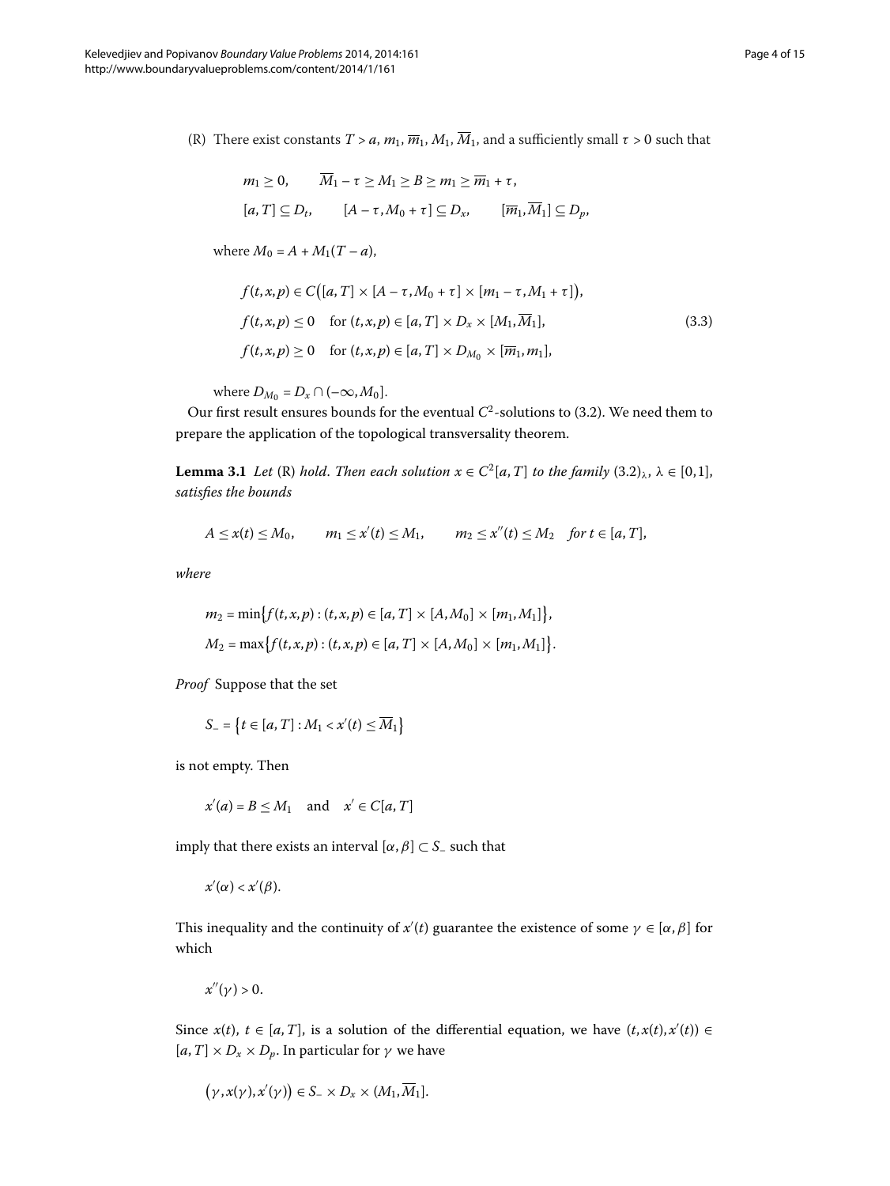(R) There exist constants $T > a$, $m_1$, $\overline{m}_1$, $M_1$, $\overline{M}_1$, and a sufficiently small $\tau > 0$ such that

$$m_1 \geq 0, \qquad \overline{M}_1 - \tau \geq M_1 \geq B \geq m_1 \geq \overline{m}_1 + \tau,$$

$$[a, T] \subseteq D_t, \qquad [A - \tau, M_0 + \tau] \subseteq D_x, \qquad [\overline{m}_1, \overline{M}_1] \subseteq D_p,$$

where $M_0 = A + M_1(T - a)$,

$$\begin{aligned} &f(t,x,p) \in C\bigl([a,T] \times [A-\tau, M_0+\tau] \times [m_1-\tau, M_1+\tau]\bigr), \\ &f(t,x,p) \leq 0 \quad \text{for } (t,x,p) \in [a,T] \times D_x \times [M_1, \overline{M}_1], \\ &f(t,x,p) \geq 0 \quad \text{for } (t,x,p) \in [a,T] \times D_{M_0} \times [\overline{m}_1, m_1], \end{aligned} \tag{3.3}$$

where $D_{M_0} = D_x \cap (-\infty, M_0]$.

Our first result ensures bounds for the eventual $C^2$-solutions to (3.2). We need them to prepare the application of the topological transversality theorem.

**Lemma 3.1** *Let* (R) *hold. Then each solution $x \in C^2[a,T]$ to the family $(3.2)_\lambda$, $\lambda \in [0,1]$, satisfies the bounds*

$$A \leq x(t) \leq M_0, \qquad m_1 \leq x'(t) \leq M_1, \qquad m_2 \leq x''(t) \leq M_2 \quad \textit{for } t \in [a,T],$$

*where*

$$\begin{aligned} m_2 &= \min\bigl\{f(t,x,p) : (t,x,p) \in [a,T] \times [A, M_0] \times [m_1, M_1]\bigr\}, \\ M_2 &= \max\bigl\{f(t,x,p) : (t,x,p) \in [a,T] \times [A, M_0] \times [m_1, M_1]\bigr\}. \end{aligned}$$

*Proof* Suppose that the set

$$S_- = \bigl\{t \in [a,T] : M_1 < x'(t) \leq \overline{M}_1\bigr\}$$

is not empty. Then

$$x'(a) = B \leq M_1 \quad \text{and} \quad x' \in C[a,T]$$

imply that there exists an interval $[\alpha, \beta] \subset S_-$ such that

$$x'(\alpha) < x'(\beta).$$

This inequality and the continuity of $x'(t)$ guarantee the existence of some $\gamma \in [\alpha, \beta]$ for which

$$x''(\gamma) > 0.$$

Since $x(t)$, $t \in [a,T]$, is a solution of the differential equation, we have $(t, x(t), x'(t)) \in [a,T] \times D_x \times D_p$. In particular for $\gamma$ we have

$$\bigl(\gamma, x(\gamma), x'(\gamma)\bigr) \in S_- \times D_x \times (M_1, \overline{M}_1].$$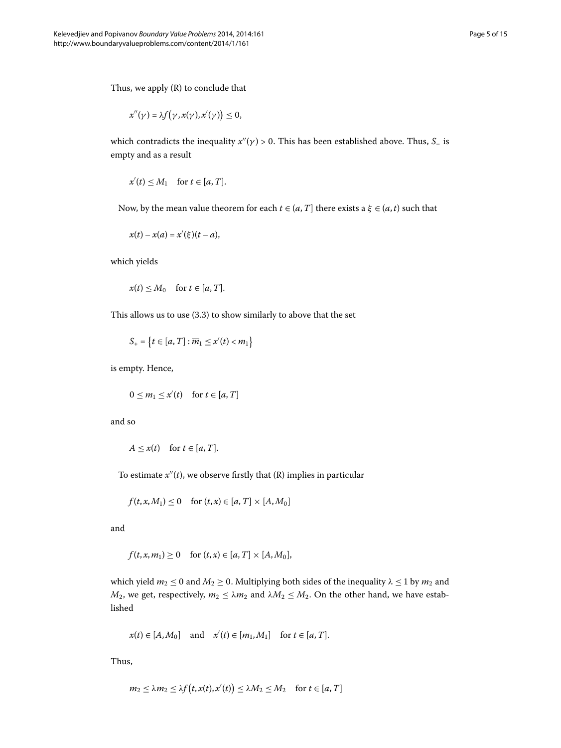Thus, we apply (R) to conclude that

$$x''(\gamma) = \lambda f\big(\gamma, x(\gamma), x'(\gamma)\big) \leq 0,$$

which contradicts the inequality $x''(\gamma) > 0$. This has been established above. Thus, $S_-$ is empty and as a result

$$x'(t) \leq M_1 \quad \text{for } t \in [a, T].$$

Now, by the mean value theorem for each $t \in (a, T]$ there exists a $\xi \in (a, t)$ such that

$$x(t) - x(a) = x'(\xi)(t - a),$$

which yields

$$x(t) \leq M_0 \quad \text{for } t \in [a, T].$$

This allows us to use (3.3) to show similarly to above that the set

$$S_+ = \big\{ t \in [a, T] : \overline{m}_1 \leq x'(t) < m_1 \big\}$$

is empty. Hence,

$$0 \leq m_1 \leq x'(t) \quad \text{for } t \in [a, T]$$

and so

$$A \leq x(t) \quad \text{for } t \in [a, T].$$

To estimate $x''(t)$, we observe firstly that (R) implies in particular

$$f(t, x, M_1) \leq 0 \quad \text{for } (t, x) \in [a, T] \times [A, M_0]$$

and

$$f(t, x, m_1) \geq 0 \quad \text{for } (t, x) \in [a, T] \times [A, M_0],$$

which yield $m_2 \leq 0$ and $M_2 \geq 0$. Multiplying both sides of the inequality $\lambda \leq 1$ by $m_2$ and $M_2$, we get, respectively, $m_2 \leq \lambda m_2$ and $\lambda M_2 \leq M_2$. On the other hand, we have established

$$x(t) \in [A, M_0] \quad \text{and} \quad x'(t) \in [m_1, M_1] \quad \text{for } t \in [a, T].$$

Thus,

$$m_2 \leq \lambda m_2 \leq \lambda f\big(t, x(t), x'(t)\big) \leq \lambda M_2 \leq M_2 \quad \text{for } t \in [a, T]$$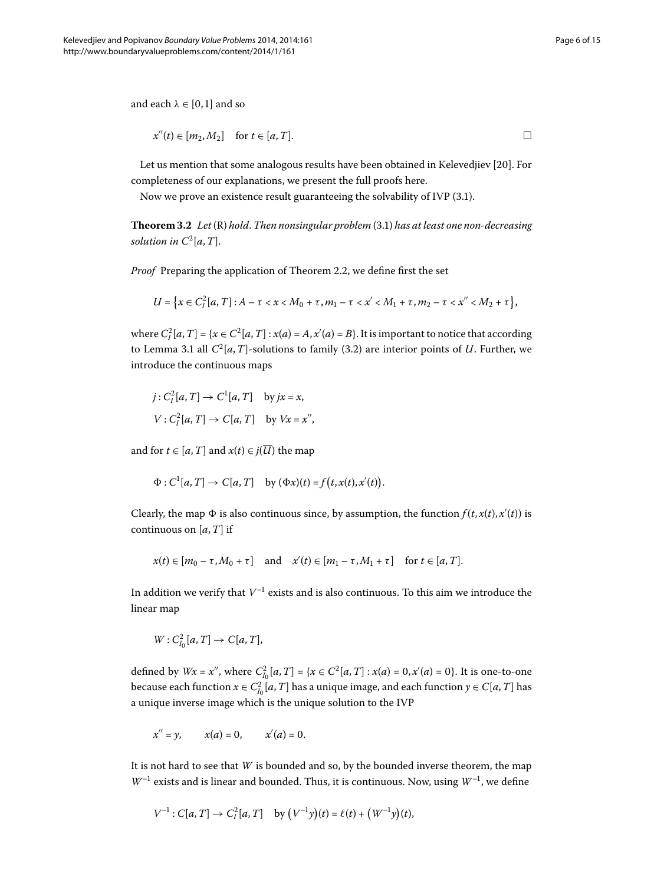and each $\lambda \in [0,1]$ and so

$$x''(t) \in [m_2, M_2] \quad \text{for } t \in [a,T]. \qquad \square$$

Let us mention that some analogous results have been obtained in Kelevedjiev [20]. For completeness of our explanations, we present the full proofs here.

Now we prove an existence result guaranteeing the solvability of IVP (3.1).

**Theorem 3.2** *Let* (R) *hold. Then nonsingular problem* (3.1) *has at least one non-decreasing solution in* $C^2[a,T]$.

*Proof* Preparing the application of Theorem 2.2, we define first the set

$$U = \left\{x \in C_I^2[a,T] : A - \tau < x < M_0 + \tau, m_1 - \tau < x' < M_1 + \tau, m_2 - \tau < x'' < M_2 + \tau\right\},$$

where $C_I^2[a,T] = \{x \in C^2[a,T] : x(a) = A, x'(a) = B\}$. It is important to notice that according to Lemma 3.1 all $C^2[a,T]$-solutions to family (3.2) are interior points of $U$. Further, we introduce the continuous maps

$$j : C_I^2[a,T] \to C^1[a,T] \quad \text{by } jx = x,$$
$$V : C_I^2[a,T] \to C[a,T] \quad \text{by } Vx = x'',$$

and for $t \in [a,T]$ and $x(t) \in j(\overline{U})$ the map

$$\Phi : C^1[a,T] \to C[a,T] \quad \text{by } (\Phi x)(t) = f\big(t, x(t), x'(t)\big).$$

Clearly, the map $\Phi$ is also continuous since, by assumption, the function $f(t,x(t),x'(t))$ is continuous on $[a,T]$ if

$$x(t) \in [m_0 - \tau, M_0 + \tau] \quad \text{and} \quad x'(t) \in [m_1 - \tau, M_1 + \tau] \quad \text{for } t \in [a,T].$$

In addition we verify that $V^{-1}$ exists and is also continuous. To this aim we introduce the linear map

$$W : C_{I_0}^2[a,T] \to C[a,T],$$

defined by $Wx = x''$, where $C_{I_0}^2[a,T] = \{x \in C^2[a,T] : x(a) = 0, x'(a) = 0\}$. It is one-to-one because each function $x \in C_{I_0}^2[a,T]$ has a unique image, and each function $y \in C[a,T]$ has a unique inverse image which is the unique solution to the IVP

$$x'' = y, \qquad x(a) = 0, \qquad x'(a) = 0.$$

It is not hard to see that $W$ is bounded and so, by the bounded inverse theorem, the map $W^{-1}$ exists and is linear and bounded. Thus, it is continuous. Now, using $W^{-1}$, we define

$$V^{-1} : C[a,T] \to C_I^2[a,T] \quad \text{by } \big(V^{-1}y\big)(t) = \ell(t) + \big(W^{-1}y\big)(t),$$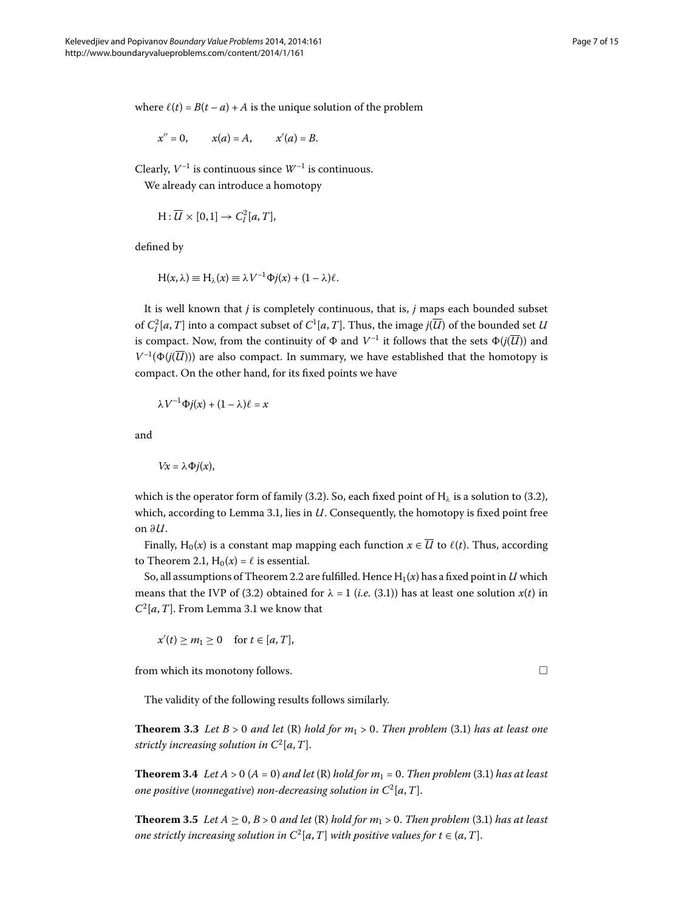where $\ell(t) = B(t-a) + A$ is the unique solution of the problem

$$x'' = 0, \qquad x(a) = A, \qquad x'(a) = B.$$

Clearly, $V^{-1}$ is continuous since $W^{-1}$ is continuous.

We already can introduce a homotopy

$$\mathrm{H} : \overline{U} \times [0,1] \to C_I^2[a,T],$$

defined by

$$\mathrm{H}(x,\lambda) \equiv \mathrm{H}_\lambda(x) \equiv \lambda V^{-1}\Phi j(x) + (1-\lambda)\ell.$$

It is well known that $j$ is completely continuous, that is, $j$ maps each bounded subset of $C_I^2[a,T]$ into a compact subset of $C^1[a,T]$. Thus, the image $j(\overline{U})$ of the bounded set $U$ is compact. Now, from the continuity of $\Phi$ and $V^{-1}$ it follows that the sets $\Phi(j(\overline{U}))$ and $V^{-1}(\Phi(j(\overline{U})))$ are also compact. In summary, we have established that the homotopy is compact. On the other hand, for its fixed points we have

$$\lambda V^{-1}\Phi j(x) + (1-\lambda)\ell = x$$

and

$$Vx = \lambda \Phi j(x),$$

which is the operator form of family (3.2). So, each fixed point of $\mathrm{H}_\lambda$ is a solution to (3.2), which, according to Lemma 3.1, lies in $U$. Consequently, the homotopy is fixed point free on $\partial U$.

Finally, $\mathrm{H}_0(x)$ is a constant map mapping each function $x \in \overline{U}$ to $\ell(t)$. Thus, according to Theorem 2.1, $\mathrm{H}_0(x) = \ell$ is essential.

So, all assumptions of Theorem 2.2 are fulfilled. Hence $\mathrm{H}_1(x)$ has a fixed point in $U$ which means that the IVP of (3.2) obtained for $\lambda = 1$ (*i.e.* (3.1)) has at least one solution $x(t)$ in $C^2[a,T]$. From Lemma 3.1 we know that

$$x'(t) \geq m_1 \geq 0 \quad \text{for } t \in [a,T],$$

from which its monotony follows. □

The validity of the following results follows similarly.

**Theorem 3.3** *Let $B > 0$ and let* (R) *hold for $m_1 > 0$. Then problem* (3.1) *has at least one strictly increasing solution in $C^2[a,T]$.*

**Theorem 3.4** *Let $A > 0$ ($A = 0$) and let* (R) *hold for $m_1 = 0$. Then problem* (3.1) *has at least one positive* (*nonnegative*) *non-decreasing solution in $C^2[a,T]$.*

**Theorem 3.5** *Let $A \geq 0$, $B > 0$ and let* (R) *hold for $m_1 > 0$. Then problem* (3.1) *has at least one strictly increasing solution in $C^2[a,T]$ with positive values for $t \in (a,T]$.*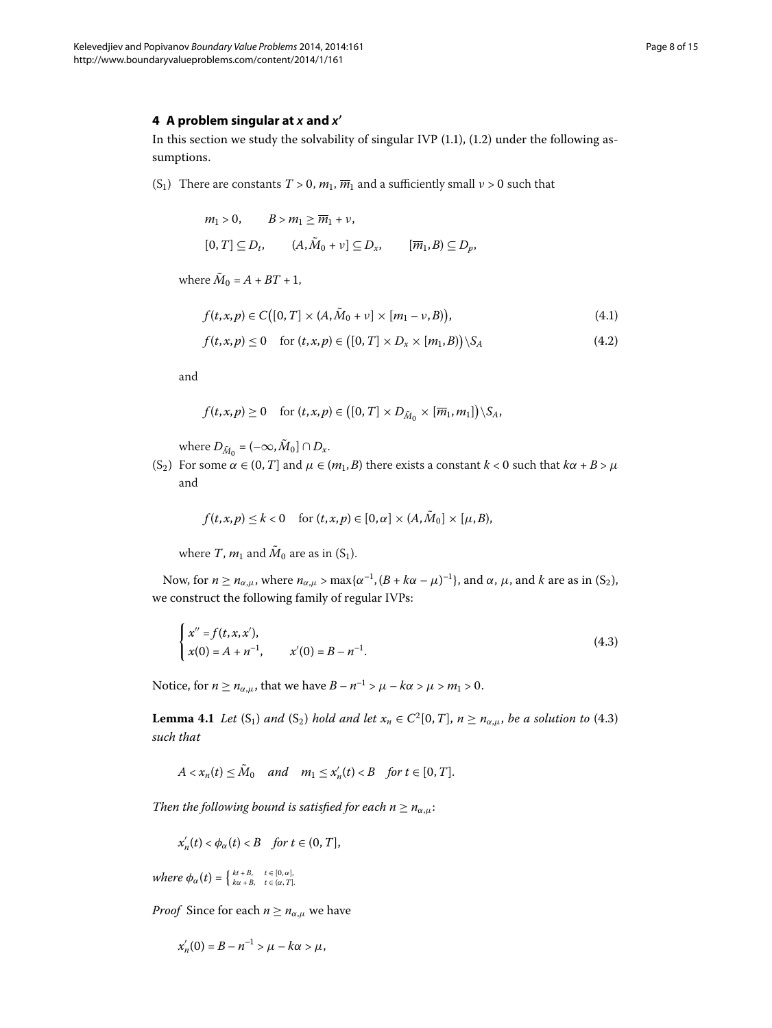## 4 A problem singular at $x$ and $x'$

In this section we study the solvability of singular IVP (1.1), (1.2) under the following assumptions.

(S$_1$) There are constants $T > 0$, $m_1$, $\overline{m}_1$ and a sufficiently small $\nu > 0$ such that

$$m_1 > 0, \qquad B > m_1 \geq \overline{m}_1 + \nu,$$

$$[0, T] \subseteq D_t, \qquad (A, \tilde{M}_0 + \nu] \subseteq D_x, \qquad [\overline{m}_1, B) \subseteq D_p,$$

where $\tilde{M}_0 = A + BT + 1$,

$$f(t, x, p) \in C\big([0, T] \times (A, \tilde{M}_0 + \nu] \times [m_1 - \nu, B)\big), \tag{4.1}$$

$$f(t, x, p) \leq 0 \quad \text{for } (t, x, p) \in \big([0, T] \times D_x \times [m_1, B)\big) \backslash S_A \tag{4.2}$$

and

$$f(t, x, p) \geq 0 \quad \text{for } (t, x, p) \in \big([0, T] \times D_{\tilde{M}_0} \times [\overline{m}_1, m_1]\big) \backslash S_A,$$

where $D_{\tilde{M}_0} = (-\infty, \tilde{M}_0] \cap D_x$.

(S$_2$) For some $\alpha \in (0, T]$ and $\mu \in (m_1, B)$ there exists a constant $k < 0$ such that $k\alpha + B > \mu$ and

$$f(t, x, p) \leq k < 0 \quad \text{for } (t, x, p) \in [0, \alpha] \times (A, \tilde{M}_0] \times [\mu, B),$$

where $T$, $m_1$ and $\tilde{M}_0$ are as in (S$_1$).

Now, for $n \geq n_{\alpha,\mu}$, where $n_{\alpha,\mu} > \max\{\alpha^{-1}, (B + k\alpha - \mu)^{-1}\}$, and $\alpha$, $\mu$, and $k$ are as in (S$_2$), we construct the following family of regular IVPs:

$$\begin{cases} x'' = f(t, x, x'), \\ x(0) = A + n^{-1}, \qquad x'(0) = B - n^{-1}. \end{cases} \tag{4.3}$$

Notice, for $n \geq n_{\alpha,\mu}$, that we have $B - n^{-1} > \mu - k\alpha > \mu > m_1 > 0$.

**Lemma 4.1** *Let* (S$_1$) *and* (S$_2$) *hold and let $x_n \in C^2[0, T]$, $n \geq n_{\alpha,\mu}$, be a solution to* (4.3) *such that*

$$A < x_n(t) \leq \tilde{M}_0 \quad \textit{and} \quad m_1 \leq x_n'(t) < B \quad \textit{for } t \in [0, T].$$

*Then the following bound is satisfied for each $n \geq n_{\alpha,\mu}$:*

$$x_n'(t) < \phi_\alpha(t) < B \quad \textit{for } t \in (0, T],$$

*where* $\phi_\alpha(t) = \begin{cases} kt + B, & t \in [0, \alpha], \\ k\alpha + B, & t \in (\alpha, T]. \end{cases}$

*Proof* Since for each $n \geq n_{\alpha,\mu}$ we have

$$x_n'(0) = B - n^{-1} > \mu - k\alpha > \mu,$$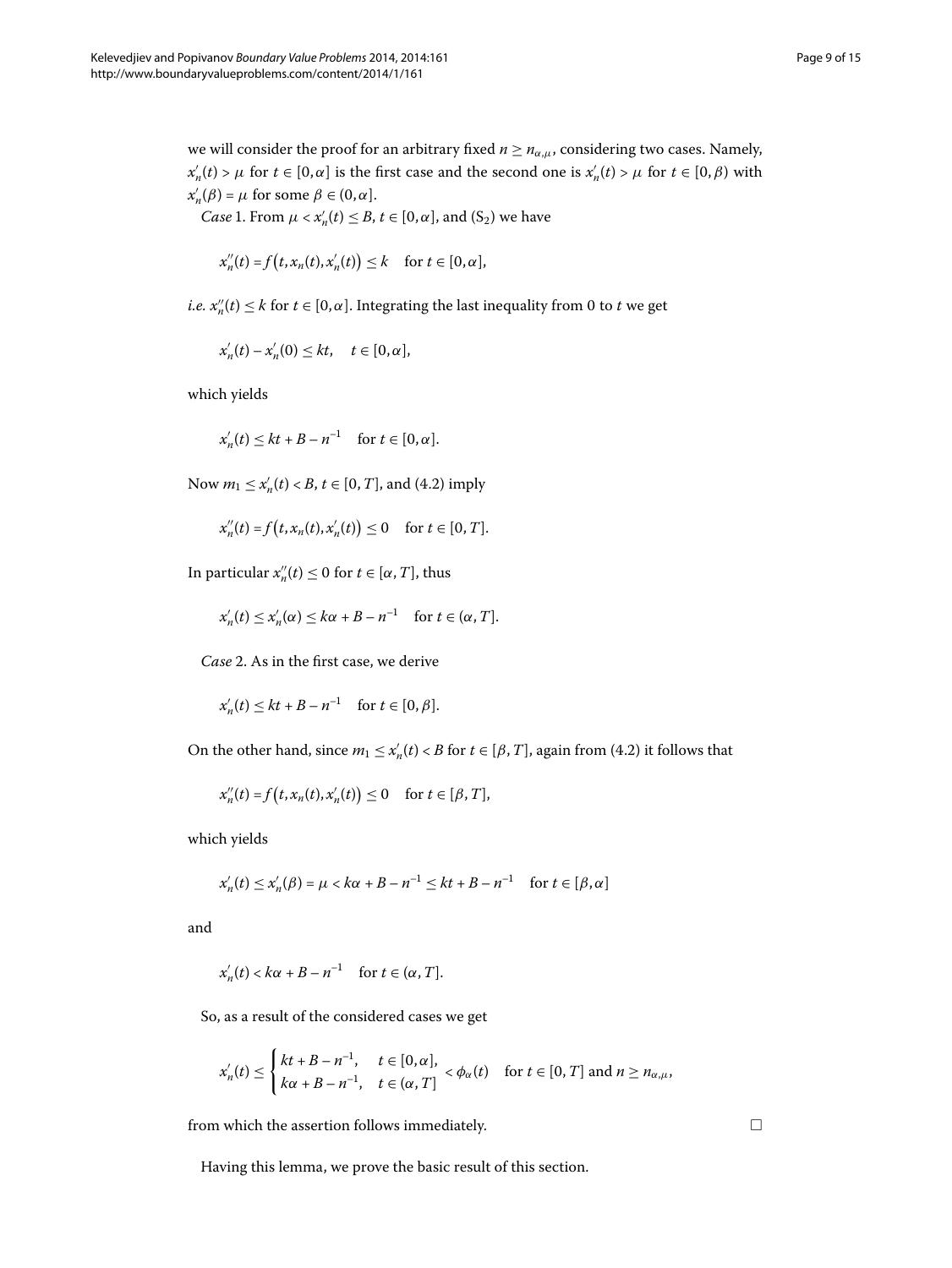we will consider the proof for an arbitrary fixed $n \geq n_{\alpha,\mu}$, considering two cases. Namely, $x_n'(t) > \mu$ for $t \in [0,\alpha]$ is the first case and the second one is $x_n'(t) > \mu$ for $t \in [0,\beta)$ with $x_n'(\beta) = \mu$ for some $\beta \in (0,\alpha]$.

*Case* 1. From $\mu < x_n'(t) \leq B$, $t \in [0,\alpha]$, and $(S_2)$ we have

$$x_n''(t) = f\big(t, x_n(t), x_n'(t)\big) \leq k \quad \text{for } t \in [0,\alpha],$$

*i.e.* $x_n''(t) \leq k$ for $t \in [0,\alpha]$. Integrating the last inequality from 0 to $t$ we get

$$x_n'(t) - x_n'(0) \leq kt, \quad t \in [0,\alpha],$$

which yields

$$x_n'(t) \leq kt + B - n^{-1} \quad \text{for } t \in [0,\alpha].$$

Now $m_1 \leq x_n'(t) < B$, $t \in [0,T]$, and (4.2) imply

$$x_n''(t) = f\big(t, x_n(t), x_n'(t)\big) \leq 0 \quad \text{for } t \in [0,T].$$

In particular $x_n''(t) \leq 0$ for $t \in [\alpha, T]$, thus

$$x_n'(t) \leq x_n'(\alpha) \leq k\alpha + B - n^{-1} \quad \text{for } t \in (\alpha, T].$$

*Case* 2. As in the first case, we derive

$$x_n'(t) \leq kt + B - n^{-1} \quad \text{for } t \in [0,\beta].$$

On the other hand, since $m_1 \leq x_n'(t) < B$ for $t \in [\beta, T]$, again from (4.2) it follows that

$$x_n''(t) = f\big(t, x_n(t), x_n'(t)\big) \leq 0 \quad \text{for } t \in [\beta, T],$$

which yields

$$x_n'(t) \leq x_n'(\beta) = \mu < k\alpha + B - n^{-1} \leq kt + B - n^{-1} \quad \text{for } t \in [\beta, \alpha]$$

and

$$x_n'(t) < k\alpha + B - n^{-1} \quad \text{for } t \in (\alpha, T].$$

So, as a result of the considered cases we get

$$x_n'(t) \leq \begin{cases} kt + B - n^{-1}, & t \in [0,\alpha], \\ k\alpha + B - n^{-1}, & t \in (\alpha, T] \end{cases} < \phi_\alpha(t) \quad \text{for } t \in [0,T] \text{ and } n \geq n_{\alpha,\mu},$$

from which the assertion follows immediately. □

Having this lemma, we prove the basic result of this section.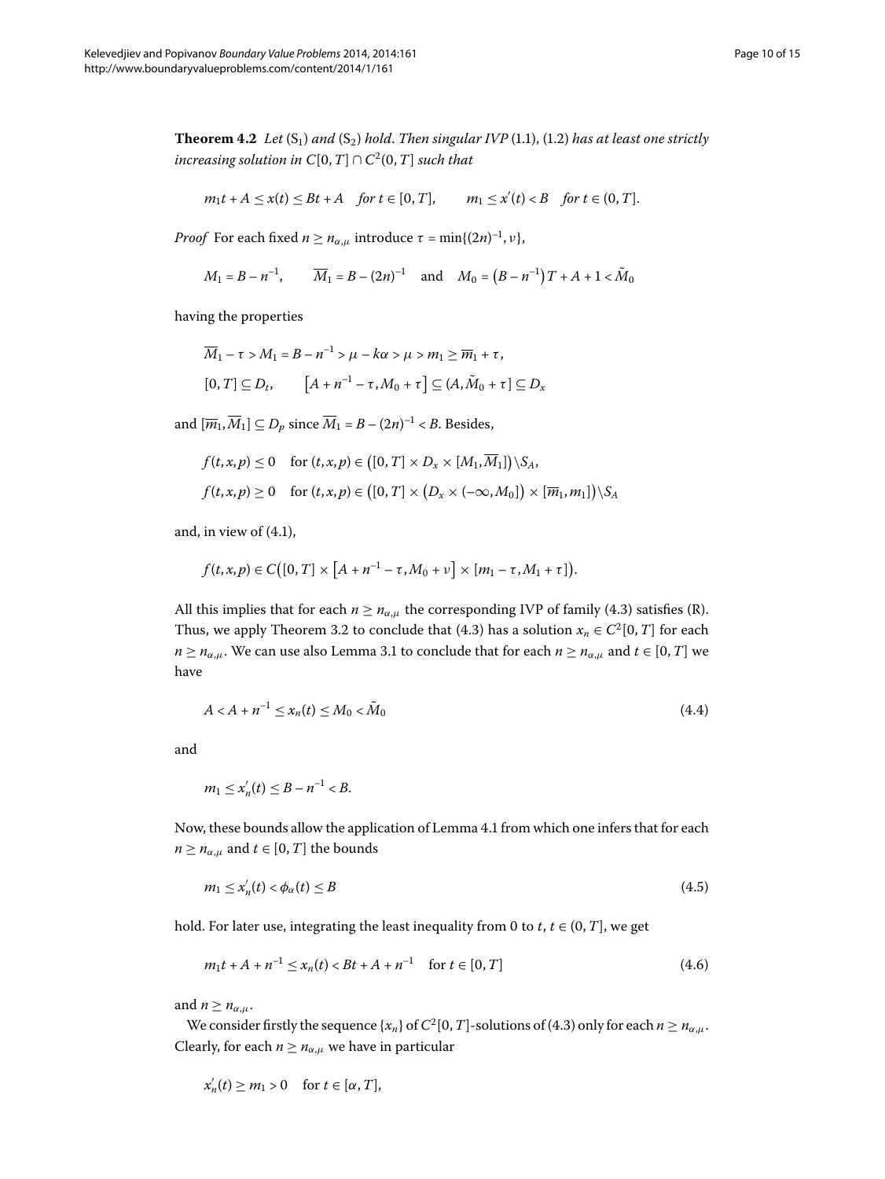**Theorem 4.2** *Let* ($S_1$) *and* ($S_2$) *hold. Then singular IVP* (1.1), (1.2) *has at least one strictly increasing solution in* $C[0,T] \cap C^2(0,T]$ *such that*

$$m_1 t + A \le x(t) \le Bt + A \quad \textit{for } t \in [0,T], \qquad m_1 \le x'(t) < B \quad \textit{for } t \in (0,T].$$

*Proof* For each fixed $n \ge n_{\alpha,\mu}$ introduce $\tau = \min\{(2n)^{-1}, \nu\}$,

$$M_1 = B - n^{-1}, \qquad \overline{M}_1 = B - (2n)^{-1} \quad \text{and} \quad M_0 = \left(B - n^{-1}\right)T + A + 1 < \tilde{M}_0$$

having the properties

$$\overline{M}_1 - \tau > M_1 = B - n^{-1} > \mu - k\alpha > \mu > m_1 \ge \overline{m}_1 + \tau,$$

$$[0,T] \subseteq D_t, \qquad \left[A + n^{-1} - \tau, M_0 + \tau\right] \subseteq (A, \tilde{M}_0 + \tau] \subseteq D_x$$

and $[\overline{m}_1, \overline{M}_1] \subseteq D_p$ since $\overline{M}_1 = B - (2n)^{-1} < B$. Besides,

$$f(t,x,p) \le 0 \quad \text{for } (t,x,p) \in \left([0,T] \times D_x \times [M_1, \overline{M}_1]\right) \setminus S_A,$$

$$f(t,x,p) \ge 0 \quad \text{for } (t,x,p) \in \left([0,T] \times \left(D_x \times (-\infty, M_0]\right) \times [\overline{m}_1, m_1]\right) \setminus S_A$$

and, in view of (4.1),

$$f(t,x,p) \in C\left([0,T] \times \left[A + n^{-1} - \tau, M_0 + \nu\right] \times [m_1 - \tau, M_1 + \tau]\right).$$

All this implies that for each $n \ge n_{\alpha,\mu}$ the corresponding IVP of family (4.3) satisfies (R). Thus, we apply Theorem 3.2 to conclude that (4.3) has a solution $x_n \in C^2[0,T]$ for each $n \ge n_{\alpha,\mu}$. We can use also Lemma 3.1 to conclude that for each $n \ge n_{\alpha,\mu}$ and $t \in [0,T]$ we have

$$A < A + n^{-1} \le x_n(t) \le M_0 < \tilde{M}_0 \tag{4.4}$$

and

$$m_1 \le x_n'(t) \le B - n^{-1} < B.$$

Now, these bounds allow the application of Lemma 4.1 from which one infers that for each $n \ge n_{\alpha,\mu}$ and $t \in [0,T]$ the bounds

$$m_1 \le x_n'(t) < \phi_\alpha(t) \le B \tag{4.5}$$

hold. For later use, integrating the least inequality from 0 to $t$, $t \in (0,T]$, we get

$$m_1 t + A + n^{-1} \le x_n(t) < Bt + A + n^{-1} \quad \text{for } t \in [0,T] \tag{4.6}$$

and $n \ge n_{\alpha,\mu}$.

We consider firstly the sequence $\{x_n\}$ of $C^2[0,T]$-solutions of (4.3) only for each $n \ge n_{\alpha,\mu}$. Clearly, for each $n \ge n_{\alpha,\mu}$ we have in particular

$$x_n'(t) \ge m_1 > 0 \quad \text{for } t \in [\alpha, T],$$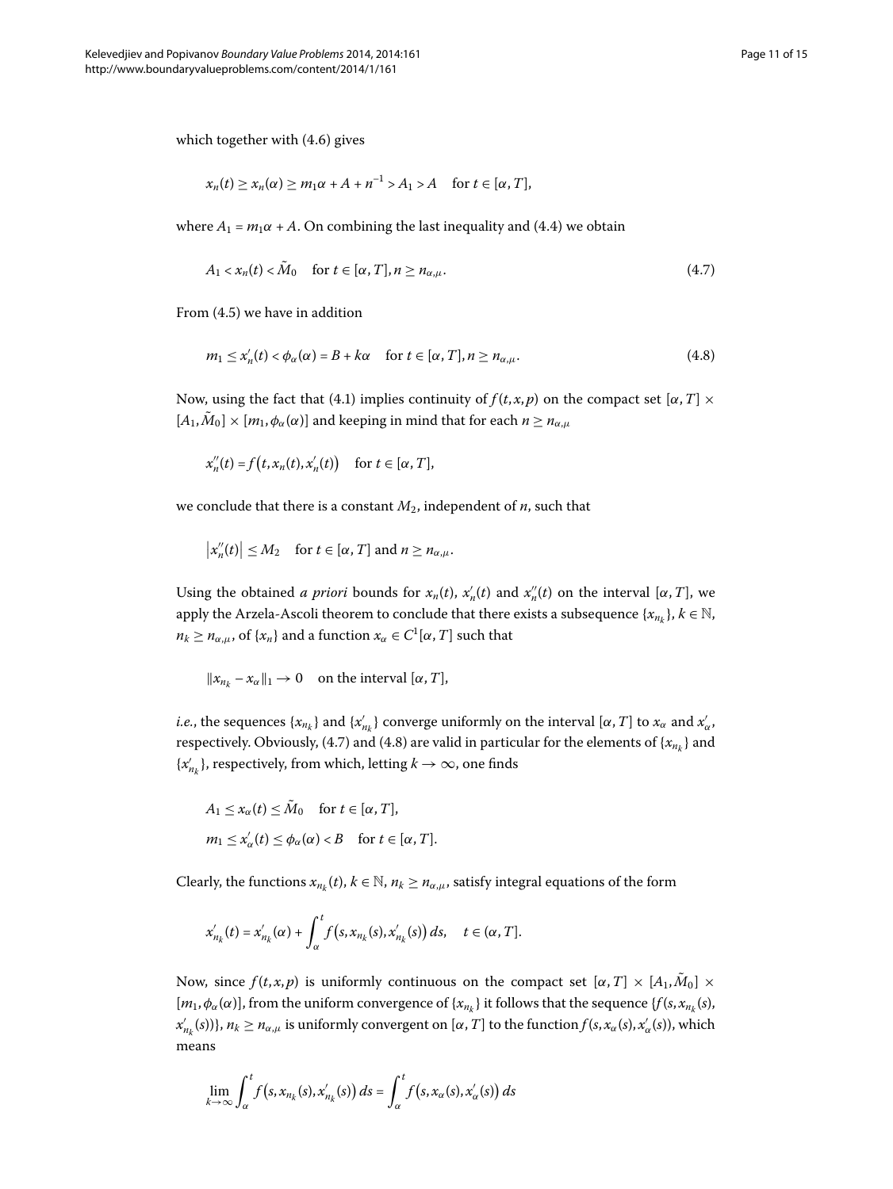which together with (4.6) gives

$$x_n(t) \geq x_n(\alpha) \geq m_1\alpha + A + n^{-1} > A_1 > A \quad \text{for } t \in [\alpha, T],$$

where $A_1 = m_1\alpha + A$. On combining the last inequality and (4.4) we obtain

$$A_1 < x_n(t) < \tilde{M}_0 \quad \text{for } t \in [\alpha, T], n \geq n_{\alpha,\mu}. \tag{4.7}$$

From (4.5) we have in addition

$$m_1 \leq x_n'(t) < \phi_\alpha(\alpha) = B + k\alpha \quad \text{for } t \in [\alpha, T], n \geq n_{\alpha,\mu}. \tag{4.8}$$

Now, using the fact that (4.1) implies continuity of $f(t, x, p)$ on the compact set $[\alpha, T] \times [A_1, \tilde{M}_0] \times [m_1, \phi_\alpha(\alpha)]$ and keeping in mind that for each $n \geq n_{\alpha,\mu}$

$$x_n''(t) = f\big(t, x_n(t), x_n'(t)\big) \quad \text{for } t \in [\alpha, T],$$

we conclude that there is a constant $M_2$, independent of $n$, such that

$$\big|x_n''(t)\big| \leq M_2 \quad \text{for } t \in [\alpha, T] \text{ and } n \geq n_{\alpha,\mu}.$$

Using the obtained *a priori* bounds for $x_n(t)$, $x_n'(t)$ and $x_n''(t)$ on the interval $[\alpha, T]$, we apply the Arzela-Ascoli theorem to conclude that there exists a subsequence $\{x_{n_k}\}$, $k \in \mathbb{N}$, $n_k \geq n_{\alpha,\mu}$, of $\{x_n\}$ and a function $x_\alpha \in C^1[\alpha, T]$ such that

$$\|x_{n_k} - x_\alpha\|_1 \to 0 \quad \text{on the interval } [\alpha, T],$$

*i.e.*, the sequences $\{x_{n_k}\}$ and $\{x_{n_k}'\}$ converge uniformly on the interval $[\alpha, T]$ to $x_\alpha$ and $x_\alpha'$, respectively. Obviously, (4.7) and (4.8) are valid in particular for the elements of $\{x_{n_k}\}$ and $\{x_{n_k}'\}$, respectively, from which, letting $k \to \infty$, one finds

$$A_1 \leq x_\alpha(t) \leq \tilde{M}_0 \quad \text{for } t \in [\alpha, T],$$
$$m_1 \leq x_\alpha'(t) \leq \phi_\alpha(\alpha) < B \quad \text{for } t \in [\alpha, T].$$

Clearly, the functions $x_{n_k}(t)$, $k \in \mathbb{N}$, $n_k \geq n_{\alpha,\mu}$, satisfy integral equations of the form

$$x_{n_k}'(t) = x_{n_k}'(\alpha) + \int_\alpha^t f\big(s, x_{n_k}(s), x_{n_k}'(s)\big)\, ds, \quad t \in (\alpha, T].$$

Now, since $f(t, x, p)$ is uniformly continuous on the compact set $[\alpha, T] \times [A_1, \tilde{M}_0] \times [m_1, \phi_\alpha(\alpha)]$, from the uniform convergence of $\{x_{n_k}\}$ it follows that the sequence $\{f(s, x_{n_k}(s), x_{n_k}'(s))\}$, $n_k \geq n_{\alpha,\mu}$ is uniformly convergent on $[\alpha, T]$ to the function $f(s, x_\alpha(s), x_\alpha'(s))$, which means

$$\lim_{k\to\infty} \int_\alpha^t f\big(s, x_{n_k}(s), x_{n_k}'(s)\big)\, ds = \int_\alpha^t f\big(s, x_\alpha(s), x_\alpha'(s)\big)\, ds$$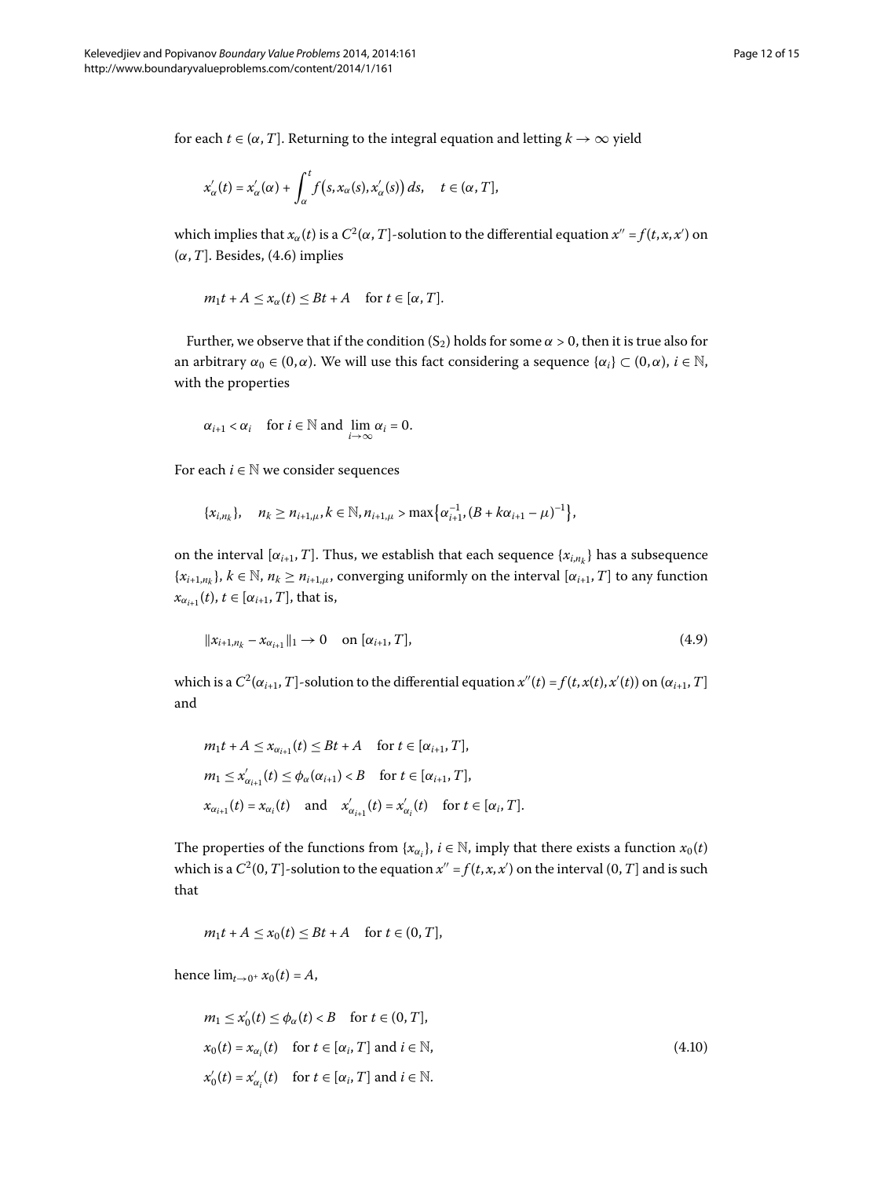for each $t \in (\alpha, T]$. Returning to the integral equation and letting $k \to \infty$ yield

$$x_\alpha'(t) = x_\alpha'(\alpha) + \int_\alpha^t f\big(s, x_\alpha(s), x_\alpha'(s)\big)\, ds, \quad t \in (\alpha, T],$$

which implies that $x_\alpha(t)$ is a $C^2(\alpha, T]$-solution to the differential equation $x'' = f(t, x, x')$ on $(\alpha, T]$. Besides, (4.6) implies

$$m_1 t + A \le x_\alpha(t) \le Bt + A \quad \text{for } t \in [\alpha, T].$$

Further, we observe that if the condition ($S_2$) holds for some $\alpha > 0$, then it is true also for an arbitrary $\alpha_0 \in (0, \alpha)$. We will use this fact considering a sequence $\{\alpha_i\} \subset (0, \alpha)$, $i \in \mathbb{N}$, with the properties

$$\alpha_{i+1} < \alpha_i \quad \text{for } i \in \mathbb{N} \text{ and } \lim_{i \to \infty} \alpha_i = 0.$$

For each $i \in \mathbb{N}$ we consider sequences

$$\{x_{i,n_k}\}, \quad n_k \ge n_{i+1,\mu}, k \in \mathbb{N}, n_{i+1,\mu} > \max\big\{\alpha_{i+1}^{-1}, (B + k\alpha_{i+1} - \mu)^{-1}\big\},$$

on the interval $[\alpha_{i+1}, T]$. Thus, we establish that each sequence $\{x_{i,n_k}\}$ has a subsequence $\{x_{i+1,n_k}\}$, $k \in \mathbb{N}$, $n_k \ge n_{i+1,\mu}$, converging uniformly on the interval $[\alpha_{i+1}, T]$ to any function $x_{\alpha_{i+1}}(t)$, $t \in [\alpha_{i+1}, T]$, that is,

$$\|x_{i+1,n_k} - x_{\alpha_{i+1}}\|_1 \to 0 \quad \text{on } [\alpha_{i+1}, T], \tag{4.9}$$

which is a $C^2(\alpha_{i+1}, T]$-solution to the differential equation $x''(t) = f(t, x(t), x'(t))$ on $(\alpha_{i+1}, T]$ and

$$m_1 t + A \le x_{\alpha_{i+1}}(t) \le Bt + A \quad \text{for } t \in [\alpha_{i+1}, T],$$

$$m_1 \le x_{\alpha_{i+1}}'(t) \le \phi_\alpha(\alpha_{i+1}) < B \quad \text{for } t \in [\alpha_{i+1}, T],$$

$$x_{\alpha_{i+1}}(t) = x_{\alpha_i}(t) \quad \text{and} \quad x_{\alpha_{i+1}}'(t) = x_{\alpha_i}'(t) \quad \text{for } t \in [\alpha_i, T].$$

The properties of the functions from $\{x_{\alpha_i}\}$, $i \in \mathbb{N}$, imply that there exists a function $x_0(t)$ which is a $C^2(0, T]$-solution to the equation $x'' = f(t, x, x')$ on the interval $(0, T]$ and is such that

$$m_1 t + A \le x_0(t) \le Bt + A \quad \text{for } t \in (0, T],$$

hence $\lim_{t \to 0^+} x_0(t) = A$,

$$\begin{aligned} &m_1 \le x_0'(t) \le \phi_\alpha(t) < B \quad \text{for } t \in (0, T], \\ &x_0(t) = x_{\alpha_i}(t) \quad \text{for } t \in [\alpha_i, T] \text{ and } i \in \mathbb{N}, \\ &x_0'(t) = x_{\alpha_i}'(t) \quad \text{for } t \in [\alpha_i, T] \text{ and } i \in \mathbb{N}. \end{aligned} \tag{4.10}$$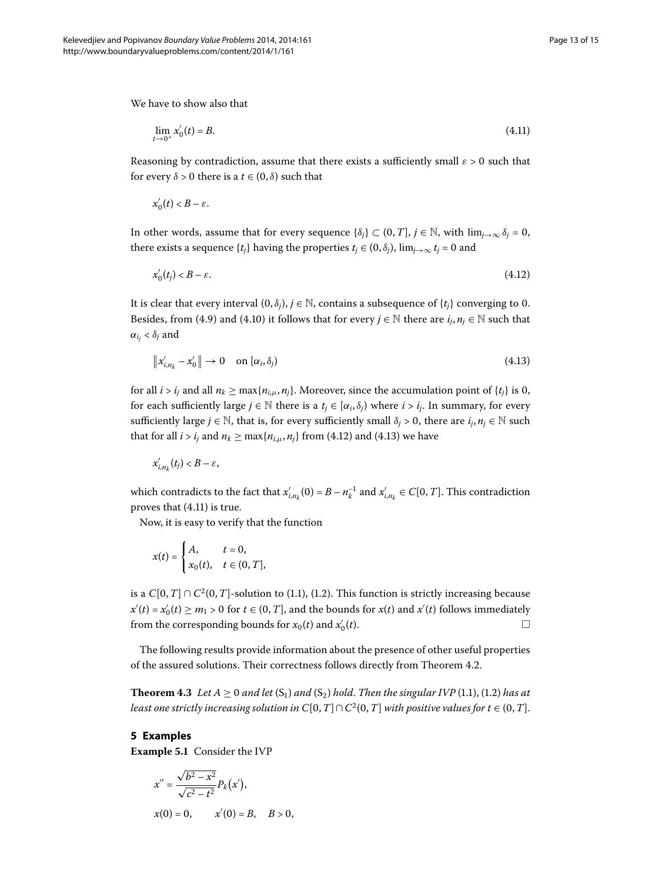We have to show also that

$$\lim_{t\to 0^+} x_0'(t) = B. \tag{4.11}$$

Reasoning by contradiction, assume that there exists a sufficiently small $\varepsilon > 0$ such that for every $\delta > 0$ there is a $t \in (0,\delta)$ such that

$$x_0'(t) < B - \varepsilon.$$

In other words, assume that for every sequence $\{\delta_j\} \subset (0,T]$, $j \in \mathbb{N}$, with $\lim_{j\to\infty} \delta_j = 0$, there exists a sequence $\{t_j\}$ having the properties $t_j \in (0,\delta_j)$, $\lim_{j\to\infty} t_j = 0$ and

$$x_0'(t_j) < B - \varepsilon. \tag{4.12}$$

It is clear that every interval $(0,\delta_j)$, $j \in \mathbb{N}$, contains a subsequence of $\{t_j\}$ converging to 0. Besides, from (4.9) and (4.10) it follows that for every $j \in \mathbb{N}$ there are $i_j, n_j \in \mathbb{N}$ such that $\alpha_{i_j} < \delta_j$ and

$$\|x_{i,n_k}' - x_0'\| \to 0 \quad \text{on } [\alpha_i, \delta_j) \tag{4.13}$$

for all $i > i_j$ and all $n_k \geq \max\{n_{i,\mu}, n_j\}$. Moreover, since the accumulation point of $\{t_j\}$ is 0, for each sufficiently large $j \in \mathbb{N}$ there is a $t_j \in [\alpha_i, \delta_j)$ where $i > i_j$. In summary, for every sufficiently large $j \in \mathbb{N}$, that is, for every sufficiently small $\delta_j > 0$, there are $i_j, n_j \in \mathbb{N}$ such that for all $i > i_j$ and $n_k \geq \max\{n_{i,\mu}, n_j\}$ from (4.12) and (4.13) we have

$$x_{i,n_k}'(t_j) < B - \varepsilon,$$

which contradicts to the fact that $x_{i,n_k}'(0) = B - n_k^{-1}$ and $x_{i,n_k}' \in C[0,T]$. This contradiction proves that (4.11) is true.

Now, it is easy to verify that the function

$$x(t) = \begin{cases} A, & t = 0, \\ x_0(t), & t \in (0,T], \end{cases}$$

is a $C[0,T] \cap C^2(0,T]$-solution to (1.1), (1.2). This function is strictly increasing because $x'(t) = x_0'(t) \geq m_1 > 0$ for $t \in (0,T]$, and the bounds for $x(t)$ and $x'(t)$ follows immediately from the corresponding bounds for $x_0(t)$ and $x_0'(t)$. □

The following results provide information about the presence of other useful properties of the assured solutions. Their correctness follows directly from Theorem 4.2.

**Theorem 4.3** *Let $A \geq 0$ and let* ($S_1$) *and* ($S_2$) *hold. Then the singular IVP* (1.1), (1.2) *has at least one strictly increasing solution in $C[0,T] \cap C^2(0,T]$ with positive values for $t \in (0,T]$.*

## 5 Examples

**Example 5.1** Consider the IVP

$$x'' = \frac{\sqrt{b^2 - x^2}}{\sqrt{c^2 - t^2}} P_k(x'),$$

$$x(0) = 0, \qquad x'(0) = B, \quad B > 0,$$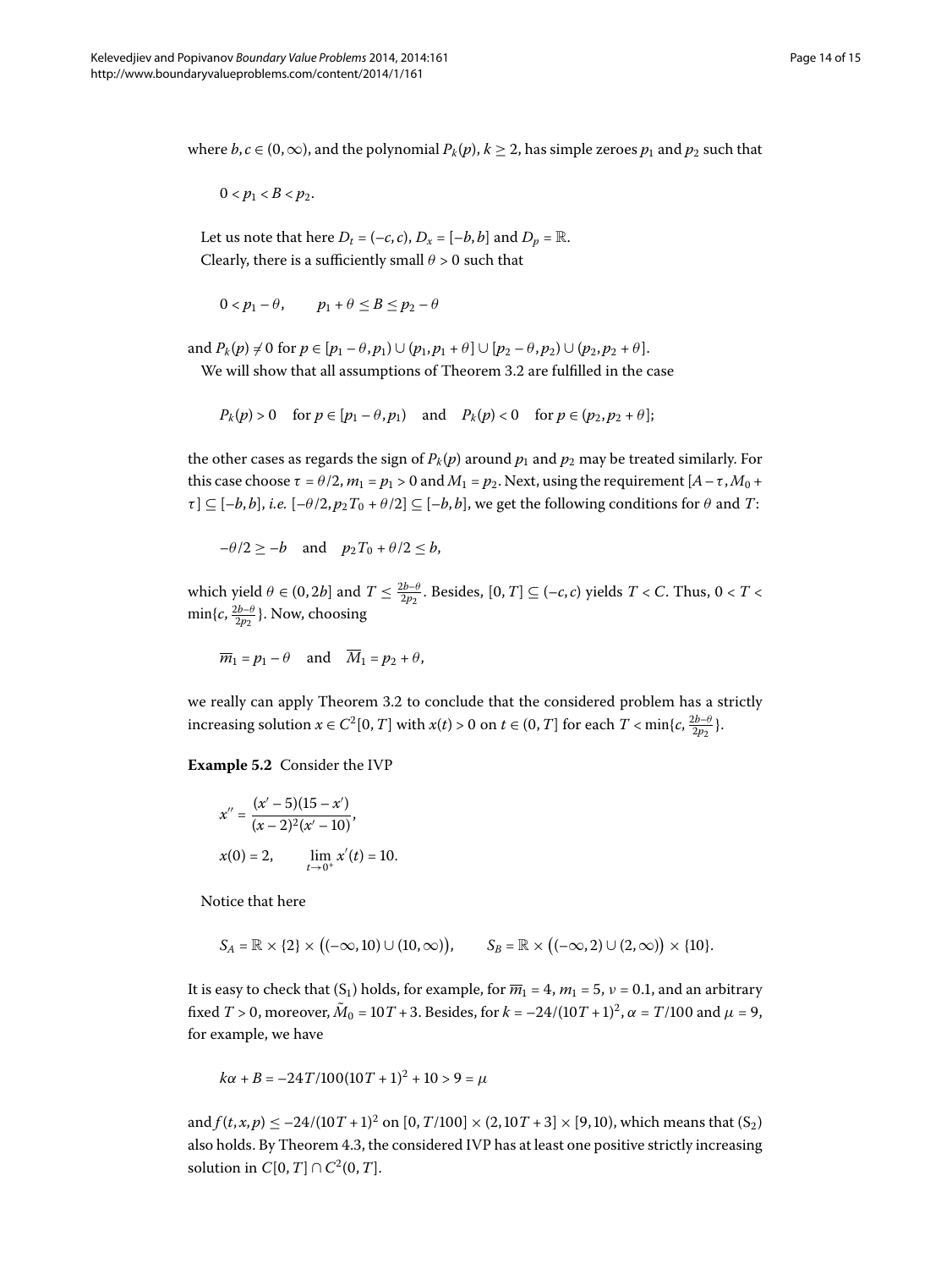where $b, c \in (0, \infty)$, and the polynomial $P_k(p)$, $k \geq 2$, has simple zeroes $p_1$ and $p_2$ such that

$$0 < p_1 < B < p_2.$$

Let us note that here $D_t = (-c, c)$, $D_x = [-b, b]$ and $D_p = \mathbb{R}$.

Clearly, there is a sufficiently small $\theta > 0$ such that

$$0 < p_1 - \theta, \qquad p_1 + \theta \leq B \leq p_2 - \theta$$

and $P_k(p) \neq 0$ for $p \in [p_1 - \theta, p_1) \cup (p_1, p_1 + \theta] \cup [p_2 - \theta, p_2) \cup (p_2, p_2 + \theta]$.

We will show that all assumptions of Theorem 3.2 are fulfilled in the case

$$P_k(p) > 0 \quad \text{for } p \in [p_1 - \theta, p_1) \quad \text{and} \quad P_k(p) < 0 \quad \text{for } p \in (p_2, p_2 + \theta];$$

the other cases as regards the sign of $P_k(p)$ around $p_1$ and $p_2$ may be treated similarly. For this case choose $\tau = \theta/2$, $m_1 = p_1 > 0$ and $M_1 = p_2$. Next, using the requirement $[A - \tau, M_0 + \tau] \subseteq [-b, b]$, *i.e.* $[-\theta/2, p_2 T_0 + \theta/2] \subseteq [-b, b]$, we get the following conditions for $\theta$ and $T$:

$$-\theta/2 \geq -b \quad \text{and} \quad p_2 T_0 + \theta/2 \leq b,$$

which yield $\theta \in (0, 2b]$ and $T \leq \frac{2b-\theta}{2p_2}$. Besides, $[0, T] \subseteq (-c, c)$ yields $T < C$. Thus, $0 < T < \min\{c, \frac{2b-\theta}{2p_2}\}$. Now, choosing

$$\overline{m}_1 = p_1 - \theta \quad \text{and} \quad \overline{M}_1 = p_2 + \theta,$$

we really can apply Theorem 3.2 to conclude that the considered problem has a strictly increasing solution $x \in C^2[0, T]$ with $x(t) > 0$ on $t \in (0, T]$ for each $T < \min\{c, \frac{2b-\theta}{2p_2}\}$.

**Example 5.2** Consider the IVP

$$x'' = \frac{(x' - 5)(15 - x')}{(x - 2)^2 (x' - 10)},$$

$$x(0) = 2, \qquad \lim_{t \to 0^+} x'(t) = 10.$$

Notice that here

$$S_A = \mathbb{R} \times \{2\} \times \big((-\infty, 10) \cup (10, \infty)\big), \qquad S_B = \mathbb{R} \times \big((-\infty, 2) \cup (2, \infty)\big) \times \{10\}.$$

It is easy to check that $(S_1)$ holds, for example, for $\overline{m}_1 = 4$, $m_1 = 5$, $\nu = 0.1$, and an arbitrary fixed $T > 0$, moreover, $\tilde{M}_0 = 10T + 3$. Besides, for $k = -24/(10T + 1)^2$, $\alpha = T/100$ and $\mu = 9$, for example, we have

$$k\alpha + B = -24T/100(10T + 1)^2 + 10 > 9 = \mu$$

and $f(t, x, p) \leq -24/(10T + 1)^2$ on $[0, T/100] \times (2, 10T + 3] \times [9, 10)$, which means that $(S_2)$ also holds. By Theorem 4.3, the considered IVP has at least one positive strictly increasing solution in $C[0, T] \cap C^2(0, T]$.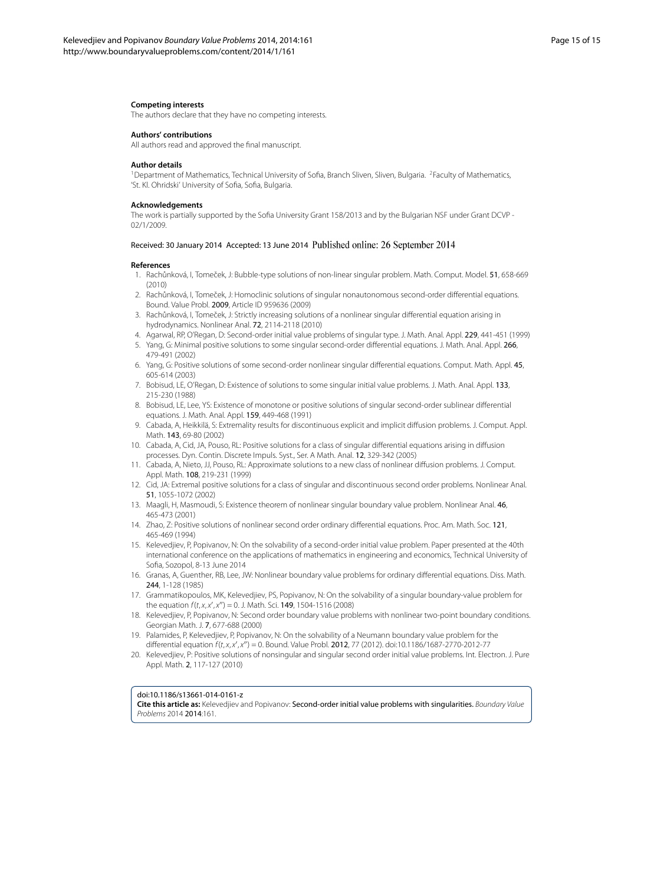#### Competing interests

The authors declare that they have no competing interests.

#### Authors' contributions

All authors read and approved the final manuscript.

#### Author details

[1]Department of Mathematics, Technical University of Sofia, Branch Sliven, Sliven, Bulgaria. [2]Faculty of Mathematics, 'St. Kl. Ohridski' University of Sofia, Sofia, Bulgaria.

#### Acknowledgements

The work is partially supported by the Sofia University Grant 158/2013 and by the Bulgarian NSF under Grant DCVP - 02/1/2009.

Received: 30 January 2014 Accepted: 13 June 2014 Published online: 26 September 2014

#### References

1. Rachůnková, I, Tomeček, J: Bubble-type solutions of non-linear singular problem. Math. Comput. Model. **51**, 658-669 (2010)
2. Rachůnková, I, Tomeček, J: Homoclinic solutions of singular nonautonomous second-order differential equations. Bound. Value Probl. **2009**, Article ID 959636 (2009)
3. Rachůnková, I, Tomeček, J: Strictly increasing solutions of a nonlinear singular differential equation arising in hydrodynamics. Nonlinear Anal. **72**, 2114-2118 (2010)
4. Agarwal, RP, O'Regan, D: Second-order initial value problems of singular type. J. Math. Anal. Appl. **229**, 441-451 (1999)
5. Yang, G: Minimal positive solutions to some singular second-order differential equations. J. Math. Anal. Appl. **266**, 479-491 (2002)
6. Yang, G: Positive solutions of some second-order nonlinear singular differential equations. Comput. Math. Appl. **45**, 605-614 (2003)
7. Bobisud, LE, O'Regan, D: Existence of solutions to some singular initial value problems. J. Math. Anal. Appl. **133**, 215-230 (1988)
8. Bobisud, LE, Lee, YS: Existence of monotone or positive solutions of singular second-order sublinear differential equations. J. Math. Anal. Appl. **159**, 449-468 (1991)
9. Cabada, A, Heikkilä, S: Extremality results for discontinuous explicit and implicit diffusion problems. J. Comput. Appl. Math. **143**, 69-80 (2002)
10. Cabada, A, Cid, JA, Pouso, RL: Positive solutions for a class of singular differential equations arising in diffusion processes. Dyn. Contin. Discrete Impuls. Syst., Ser. A Math. Anal. **12**, 329-342 (2005)
11. Cabada, A, Nieto, JJ, Pouso, RL: Approximate solutions to a new class of nonlinear diffusion problems. J. Comput. Appl. Math. **108**, 219-231 (1999)
12. Cid, JA: Extremal positive solutions for a class of singular and discontinuous second order problems. Nonlinear Anal. **51**, 1055-1072 (2002)
13. Maagli, H, Masmoudi, S: Existence theorem of nonlinear singular boundary value problem. Nonlinear Anal. **46**, 465-473 (2001)
14. Zhao, Z: Positive solutions of nonlinear second order ordinary differential equations. Proc. Am. Math. Soc. **121**, 465-469 (1994)
15. Kelevedjiev, P, Popivanov, N: On the solvability of a second-order initial value problem. Paper presented at the 40th international conference on the applications of mathematics in engineering and economics, Technical University of Sofia, Sozopol, 8-13 June 2014
16. Granas, A, Guenther, RB, Lee, JW: Nonlinear boundary value problems for ordinary differential equations. Diss. Math. **244**, 1-128 (1985)
17. Grammatikopoulos, MK, Kelevedjiev, PS, Popivanov, N: On the solvability of a singular boundary-value problem for the equation $f(t,x,x',x'') = 0$. J. Math. Sci. **149**, 1504-1516 (2008)
18. Kelevedjiev, P, Popivanov, N: Second order boundary value problems with nonlinear two-point boundary conditions. Georgian Math. J. **7**, 677-688 (2000)
19. Palamides, P, Kelevedjiev, P, Popivanov, N: On the solvability of a Neumann boundary value problem for the differential equation $f(t,x,x',x'') = 0$. Bound. Value Probl. **2012**, 77 (2012). doi:10.1186/1687-2770-2012-77
20. Kelevedjiev, P: Positive solutions of nonsingular and singular second order initial value problems. Int. Electron. J. Pure Appl. Math. **2**, 117-127 (2010)

doi:10.1186/s13661-014-0161-z
**Cite this article as:** Kelevedjiev and Popivanov: **Second-order initial value problems with singularities.** *Boundary Value Problems* 2014 **2014**:161.